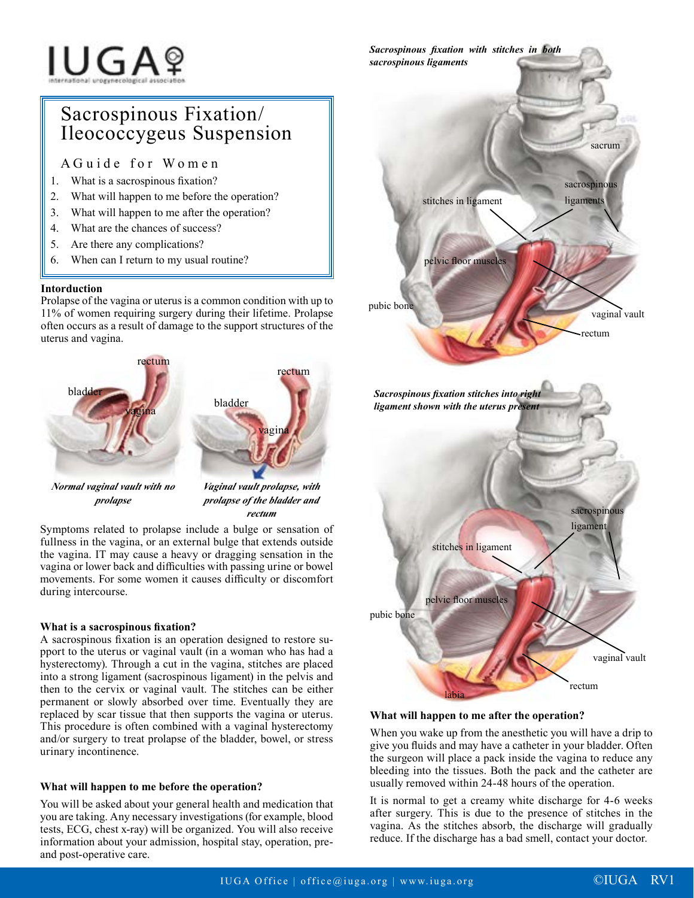IUGA
international urogynecological association

# Sacrospinous Fixation/ Ileococcygeus Suspension

## A Guide for Women

1. What is a sacrospinous fixation?
2. What will happen to me before the operation?
3. What will happen to me after the operation?
4. What are the chances of success?
5. Are there any complications?
6. When can I return to my usual routine?

### Intorduction

Prolapse of the vagina or uterus is a common condition with up to 11% of women requiring surgery during their lifetime. Prolapse often occurs as a result of damage to the support structures of the uterus and vagina.

*Normal vaginal vault with no prolapse*

*Vaginal vault prolapse, with prolapse of the bladder and rectum*

Symptoms related to prolapse include a bulge or sensation of fullness in the vagina, or an external bulge that extends outside the vagina. IT may cause a heavy or dragging sensation in the vagina or lower back and difficulties with passing urine or bowel movements. For some women it causes difficulty or discomfort during intercourse.

### What is a sacrospinous fixation?

A sacrospinous fixation is an operation designed to restore support to the uterus or vaginal vault (in a woman who has had a hysterectomy). Through a cut in the vagina, stitches are placed into a strong ligament (sacrospinous ligament) in the pelvis and then to the cervix or vaginal vault. The stitches can be either permanent or slowly absorbed over time. Eventually they are replaced by scar tissue that then supports the vagina or uterus. This procedure is often combined with a vaginal hysterectomy and/or surgery to treat prolapse of the bladder, bowel, or stress urinary incontinence.

### What will happen to me before the operation?

You will be asked about your general health and medication that you are taking. Any necessary investigations (for example, blood tests, ECG, chest x-ray) will be organized. You will also receive information about your admission, hospital stay, operation, pre- and post-operative care.

*Sacrospinous fixation with stitches in both sacrospinous ligaments*

*Sacrospinous fixation stitches into right ligament shown with the uterus present*

### What will happen to me after the operation?

When you wake up from the anesthetic you will have a drip to give you fluids and may have a catheter in your bladder. Often the surgeon will place a pack inside the vagina to reduce any bleeding into the tissues. Both the pack and the catheter are usually removed within 24-48 hours of the operation.

It is normal to get a creamy white discharge for 4-6 weeks after surgery. This is due to the presence of stitches in the vagina. As the stitches absorb, the discharge will gradually reduce. If the discharge has a bad smell, contact your doctor.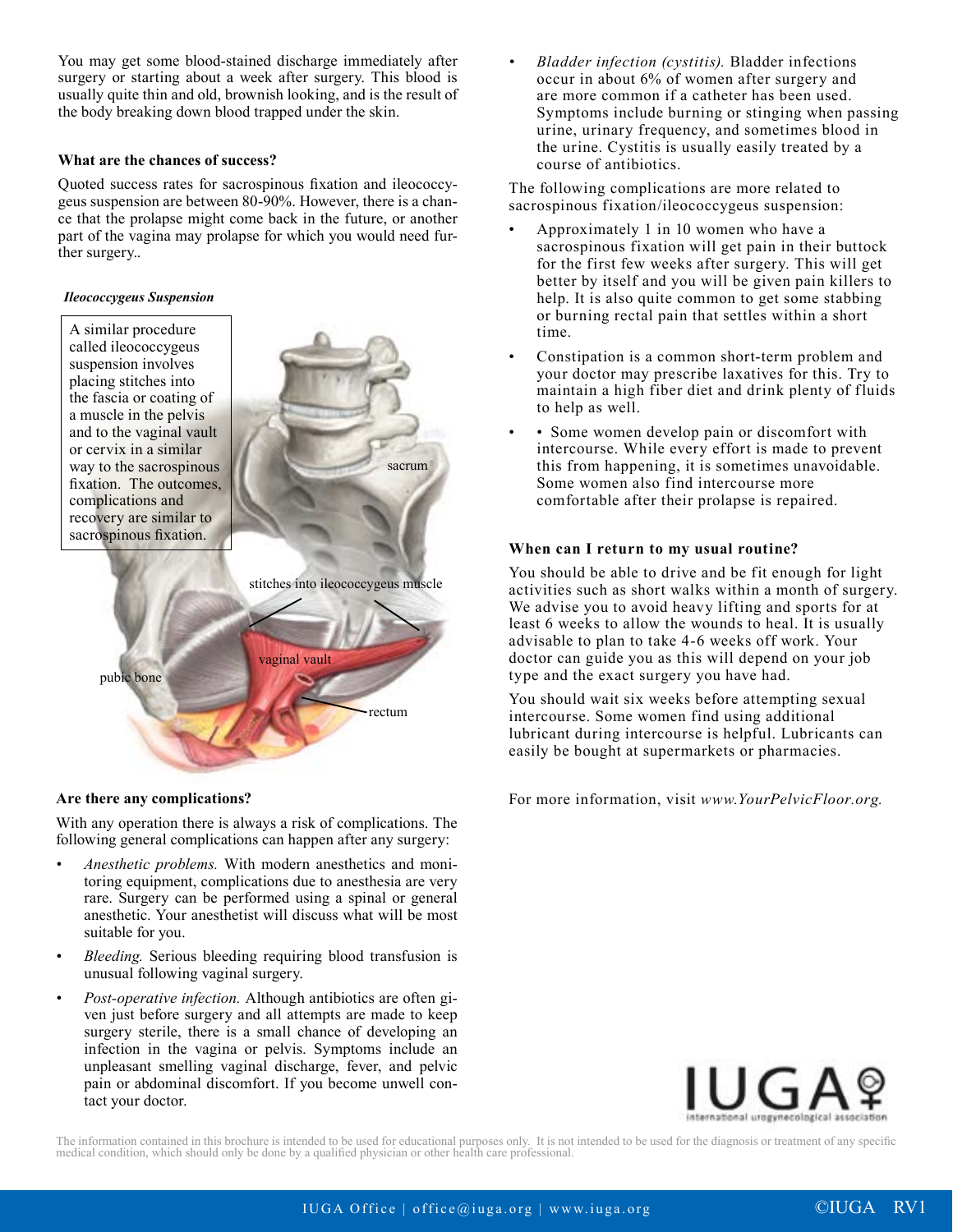You may get some blood-stained discharge immediately after surgery or starting about a week after surgery. This blood is usually quite thin and old, brownish looking, and is the result of the body breaking down blood trapped under the skin.

### What are the chances of success?

Quoted success rates for sacrospinous fixation and ileococcygeus suspension are between 80-90%. However, there is a chance that the prolapse might come back in the future, or another part of the vagina may prolapse for which you would need further surgery..

***Ileococcygeus Suspension***

A similar procedure called ileococcygeus suspension involves placing stitches into the fascia or coating of a muscle in the pelvis and to the vaginal vault or cervix in a similar way to the sacrospinous fixation. The outcomes, complications and recovery are similar to sacrospinous fixation.

sacrum

stitches into ileococcygeus muscle

vaginal vault

pubic bone

rectum

### Are there any complications?

With any operation there is always a risk of complications. The following general complications can happen after any surgery:

- *Anesthetic problems.* With modern anesthetics and monitoring equipment, complications due to anesthesia are very rare. Surgery can be performed using a spinal or general anesthetic. Your anesthetist will discuss what will be most suitable for you.
- *Bleeding.* Serious bleeding requiring blood transfusion is unusual following vaginal surgery.
- *Post-operative infection.* Although antibiotics are often given just before surgery and all attempts are made to keep surgery sterile, there is a small chance of developing an infection in the vagina or pelvis. Symptoms include an unpleasant smelling vaginal discharge, fever, and pelvic pain or abdominal discomfort. If you become unwell contact your doctor.
- *Bladder infection (cystitis).* Bladder infections occur in about 6% of women after surgery and are more common if a catheter has been used. Symptoms include burning or stinging when passing urine, urinary frequency, and sometimes blood in the urine. Cystitis is usually easily treated by a course of antibiotics.

The following complications are more related to sacrospinous fixation/ileococcygeus suspension:

- Approximately 1 in 10 women who have a sacrospinous fixation will get pain in their buttock for the first few weeks after surgery. This will get better by itself and you will be given pain killers to help. It is also quite common to get some stabbing or burning rectal pain that settles within a short time.
- Constipation is a common short-term problem and your doctor may prescribe laxatives for this. Try to maintain a high fiber diet and drink plenty of fluids to help as well.
- • Some women develop pain or discomfort with intercourse. While every effort is made to prevent this from happening, it is sometimes unavoidable. Some women also find intercourse more comfortable after their prolapse is repaired.

### When can I return to my usual routine?

You should be able to drive and be fit enough for light activities such as short walks within a month of surgery. We advise you to avoid heavy lifting and sports for at least 6 weeks to allow the wounds to heal. It is usually advisable to plan to take 4-6 weeks off work. Your doctor can guide you as this will depend on your job type and the exact surgery you have had.

You should wait six weeks before attempting sexual intercourse. Some women find using additional lubricant during intercourse is helpful. Lubricants can easily be bought at supermarkets or pharmacies.

For more information, visit *www.YourPelvicFloor.org.*

IUGA international urogynecological association

The information contained in this brochure is intended to be used for educational purposes only. It is not intended to be used for the diagnosis or treatment of any specific medical condition, which should only be done by a qualified physician or other health care professional.

IUGA Office | office@iuga.org | www.iuga.org ©IUGA RV1